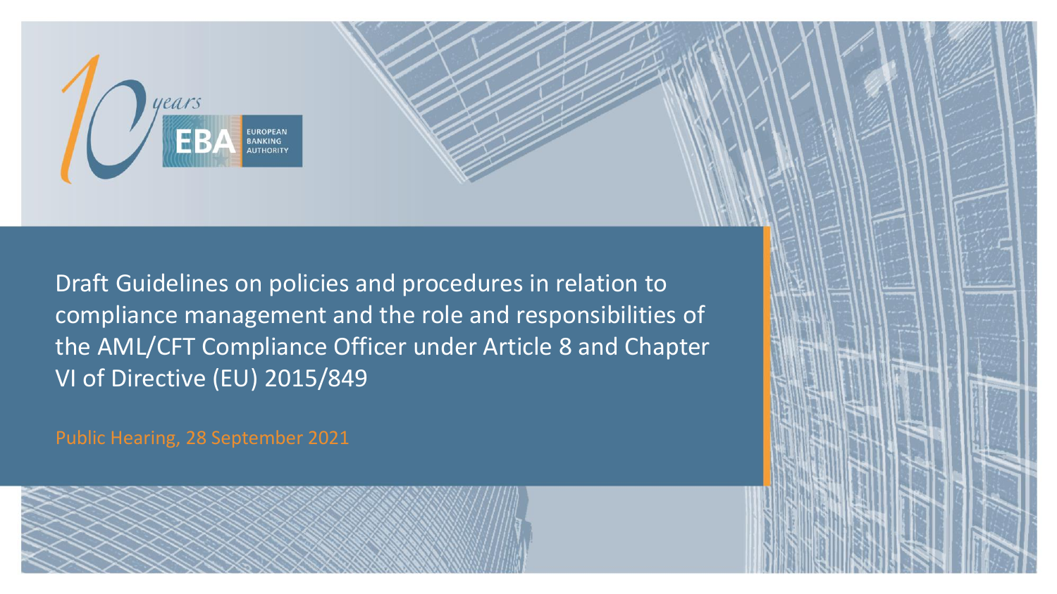10 years EBA EUROPEAN BANKING AUTHORITY

# Draft Guidelines on policies and procedures in relation to compliance management and the role and responsibilities of the AML/CFT Compliance Officer under Article 8 and Chapter VI of Directive (EU) 2015/849

Public Hearing, 28 September 2021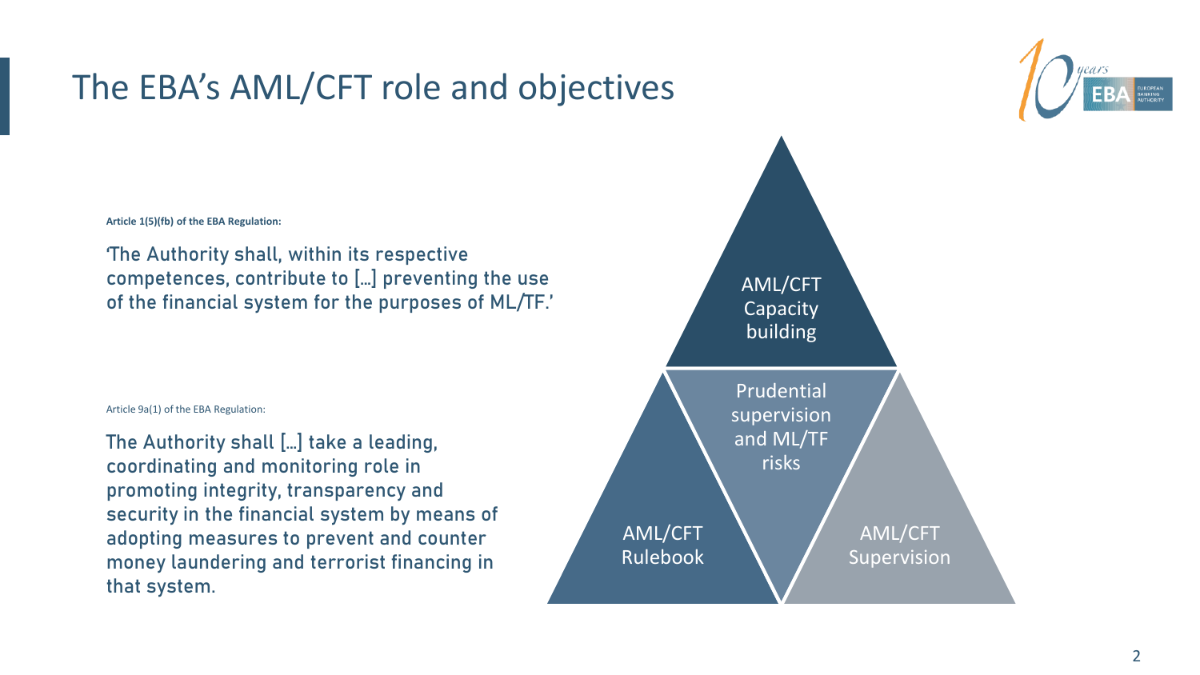# The EBA's AML/CFT role and objectives

**Article 1(5)(fb) of the EBA Regulation:**

'The Authority shall, within its respective competences, contribute to […] preventing the use of the financial system for the purposes of ML/TF.'

Article 9a(1) of the EBA Regulation:

The Authority shall […] take a leading, coordinating and monitoring role in promoting integrity, transparency and security in the financial system by means of adopting measures to prevent and counter money laundering and terrorist financing in that system.

- AML/CFT Capacity building
- Prudential supervision and ML/TF risks
- AML/CFT Rulebook
- AML/CFT Supervision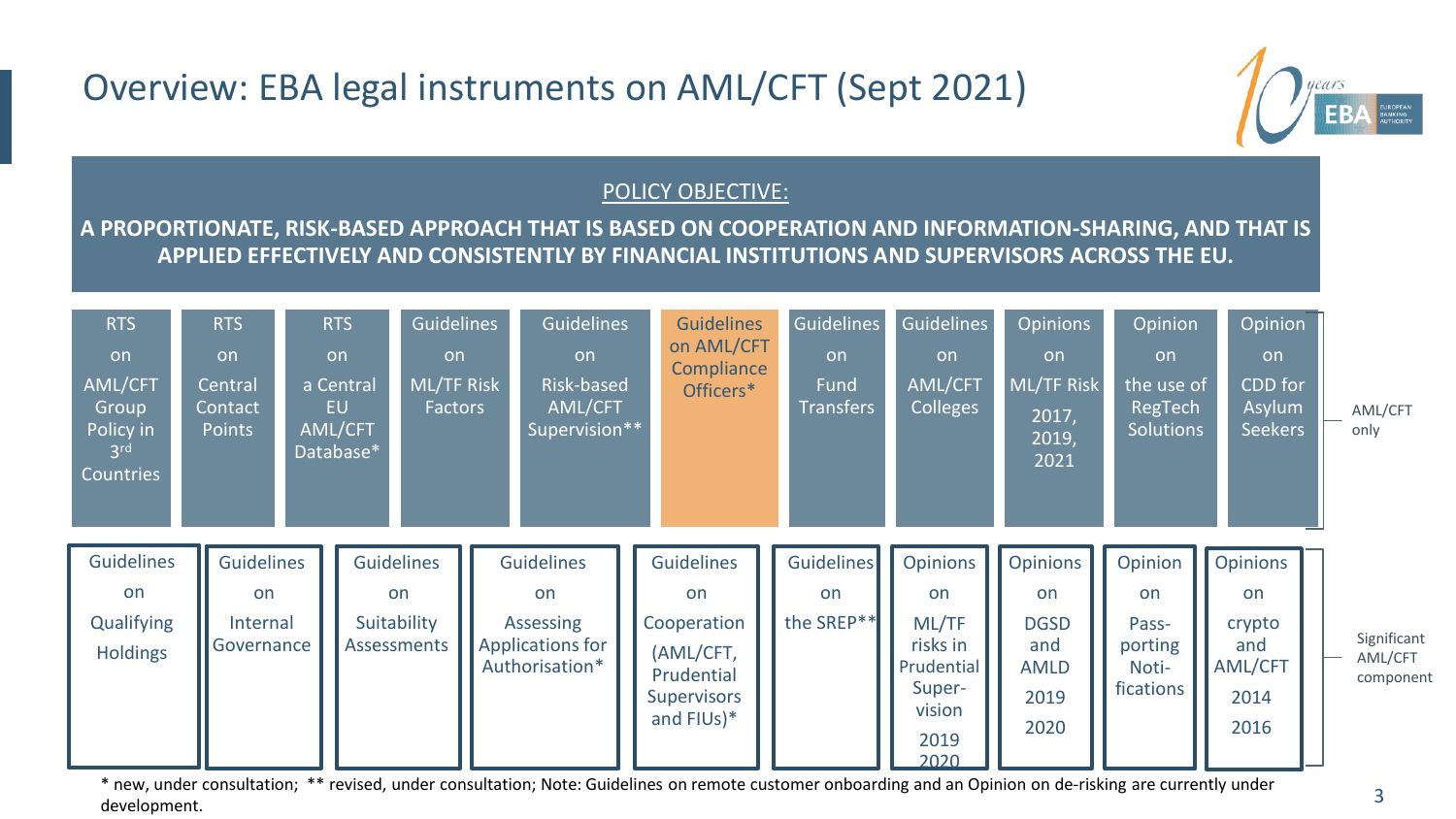# Overview: EBA legal instruments on AML/CFT (Sept 2021)

POLICY OBJECTIVE:

**A PROPORTIONATE, RISK-BASED APPROACH THAT IS BASED ON COOPERATION AND INFORMATION-SHARING, AND THAT IS APPLIED EFFECTIVELY AND CONSISTENTLY BY FINANCIAL INSTITUTIONS AND SUPERVISORS ACROSS THE EU.**

**AML/CFT only**

- RTS on AML/CFT Group Policy in 3rd Countries
- RTS on Central Contact Points
- RTS on a Central EU AML/CFT Database*
- Guidelines on ML/TF Risk Factors
- Guidelines on Risk-based AML/CFT Supervision**
- Guidelines on AML/CFT Compliance Officers*
- Guidelines on Fund Transfers
- Guidelines on AML/CFT Colleges
- Opinions on ML/TF Risk 2017, 2019, 2021
- Opinion on the use of RegTech Solutions
- Opinion on CDD for Asylum Seekers

**Significant AML/CFT component**

- Guidelines on Qualifying Holdings
- Guidelines on Internal Governance
- Guidelines on Suitability Assessments
- Guidelines on Assessing Applications for Authorisation*
- Guidelines on Cooperation (AML/CFT, Prudential Supervisors and FIUs)*
- Guidelines on the SREP**
- Opinions on ML/TF risks in Prudential Supervision 2019 2020
- Opinions on DGSD and AMLD 2019 2020
- Opinion on Passporting Notifications
- Opinions on crypto and AML/CFT 2014 2016

* new, under consultation; ** revised, under consultation; Note: Guidelines on remote customer onboarding and an Opinion on de-risking are currently under development.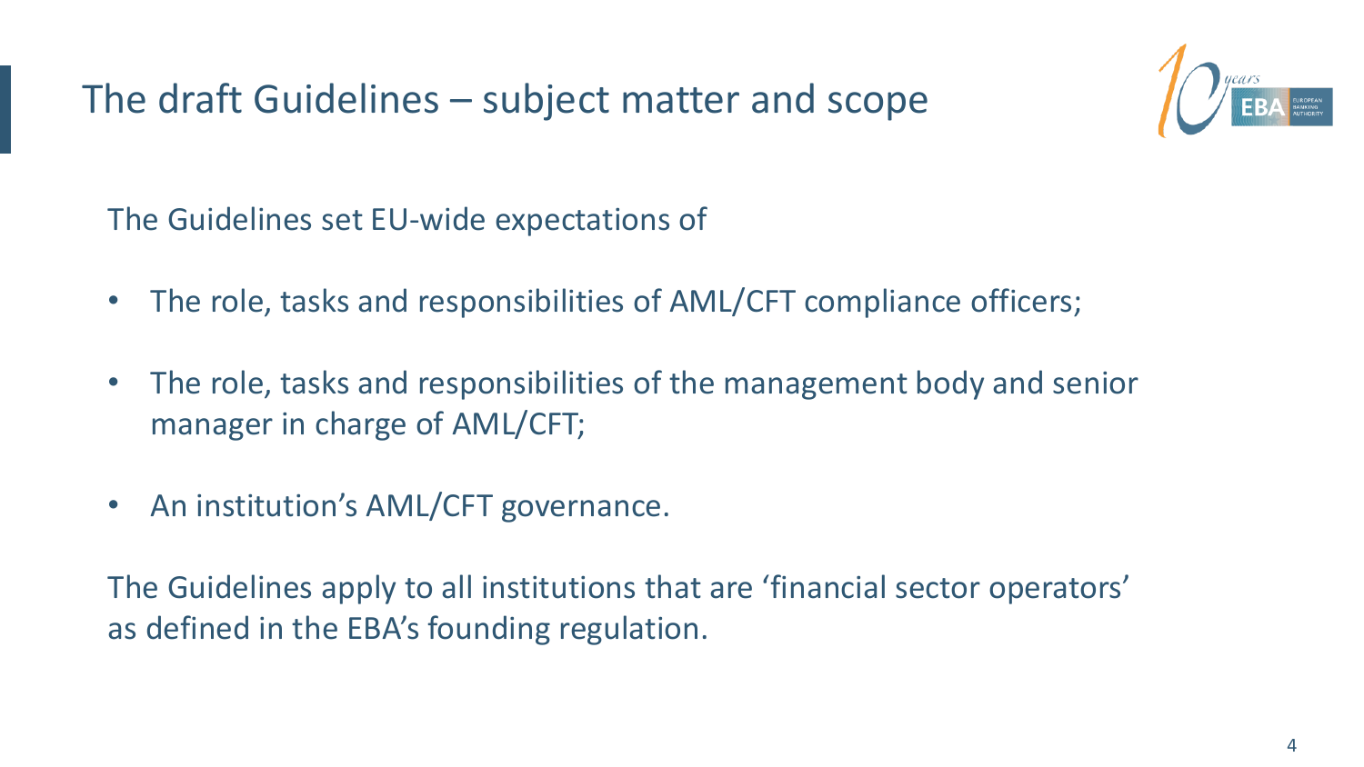# The draft Guidelines – subject matter and scope

The Guidelines set EU-wide expectations of

- The role, tasks and responsibilities of AML/CFT compliance officers;
- The role, tasks and responsibilities of the management body and senior manager in charge of AML/CFT;
- An institution's AML/CFT governance.

The Guidelines apply to all institutions that are 'financial sector operators' as defined in the EBA's founding regulation.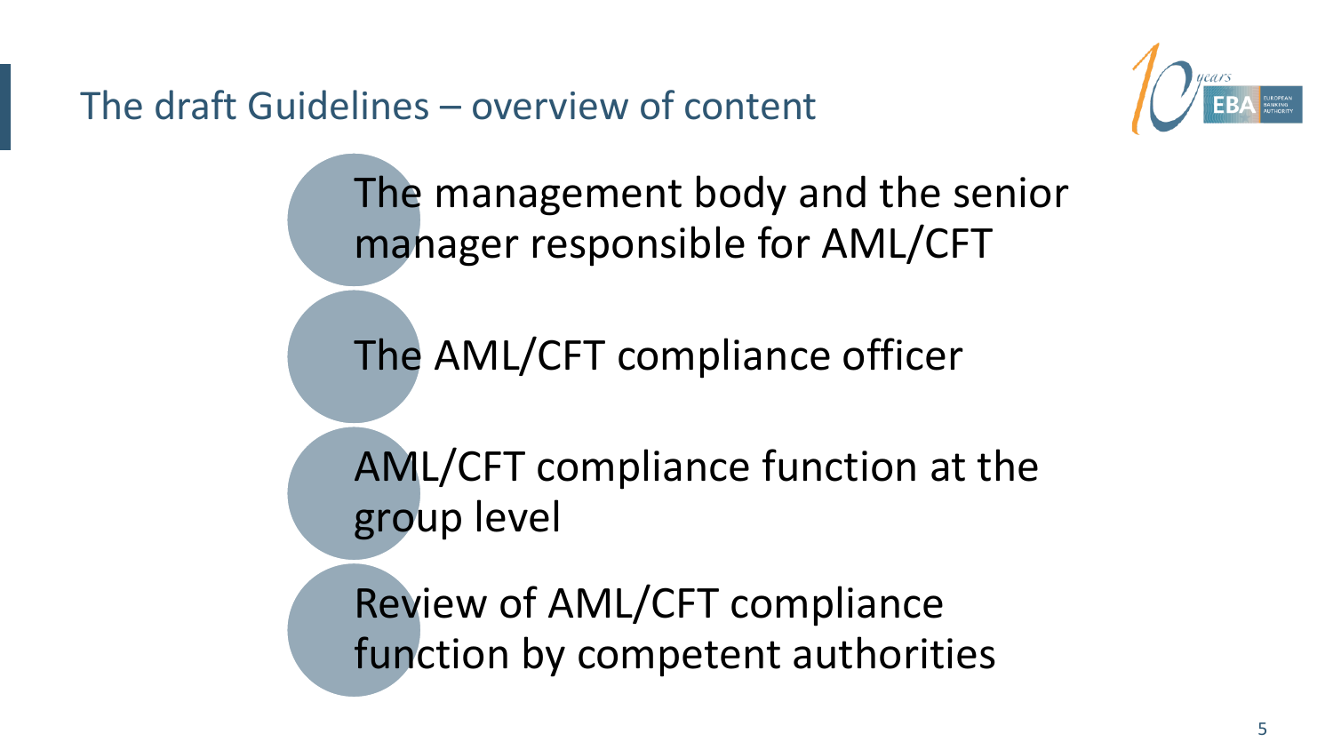# The draft Guidelines – overview of content

- The management body and the senior manager responsible for AML/CFT
- The AML/CFT compliance officer
- AML/CFT compliance function at the group level
- Review of AML/CFT compliance function by competent authorities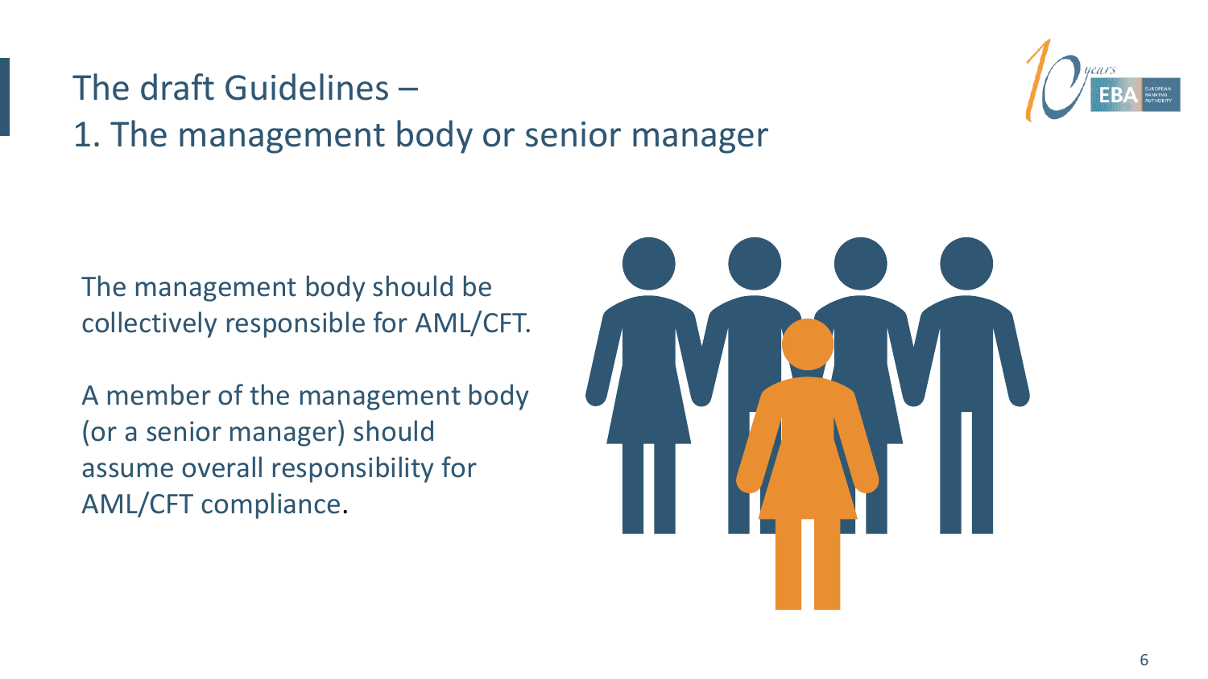# The draft Guidelines – 1. The management body or senior manager

The management body should be collectively responsible for AML/CFT.

A member of the management body (or a senior manager) should assume overall responsibility for AML/CFT compliance.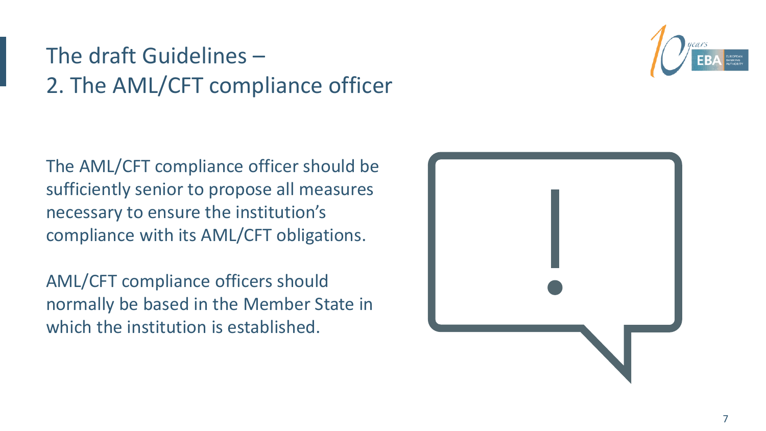# The draft Guidelines – 2. The AML/CFT compliance officer

The AML/CFT compliance officer should be sufficiently senior to propose all measures necessary to ensure the institution's compliance with its AML/CFT obligations.

AML/CFT compliance officers should normally be based in the Member State in which the institution is established.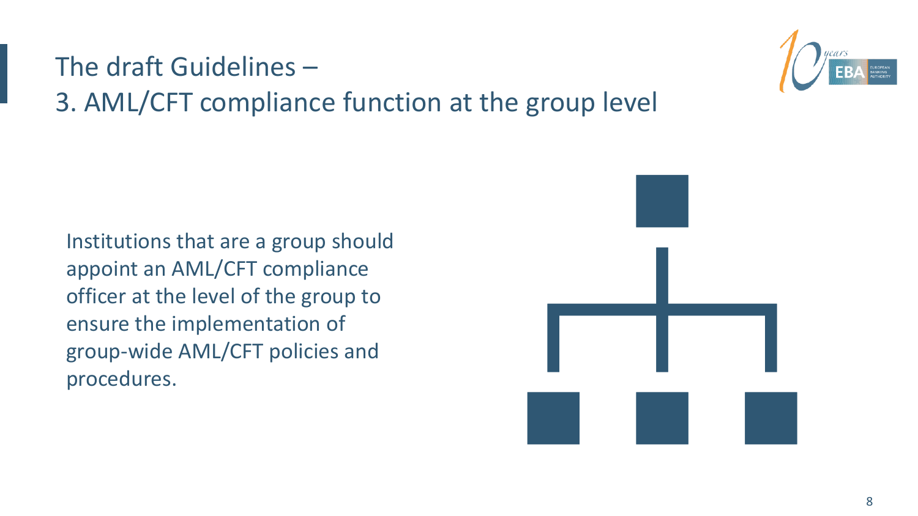# The draft Guidelines –
# 3. AML/CFT compliance function at the group level

Institutions that are a group should appoint an AML/CFT compliance officer at the level of the group to ensure the implementation of group-wide AML/CFT policies and procedures.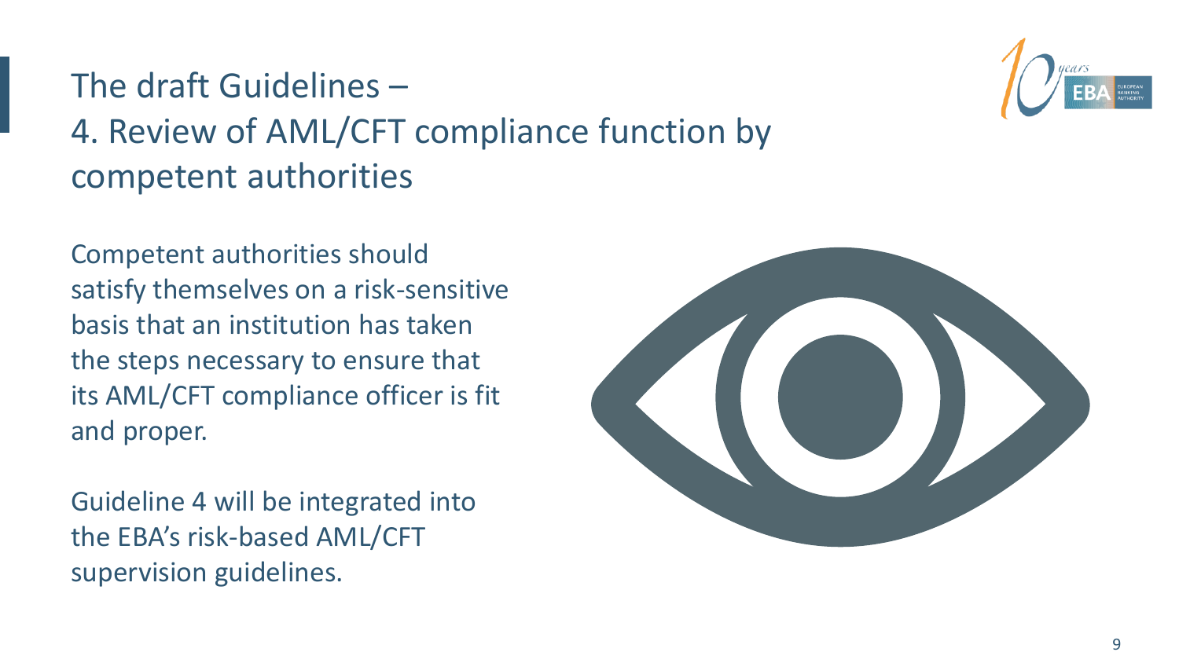# The draft Guidelines – 4. Review of AML/CFT compliance function by competent authorities

Competent authorities should satisfy themselves on a risk-sensitive basis that an institution has taken the steps necessary to ensure that its AML/CFT compliance officer is fit and proper.

Guideline 4 will be integrated into the EBA's risk-based AML/CFT supervision guidelines.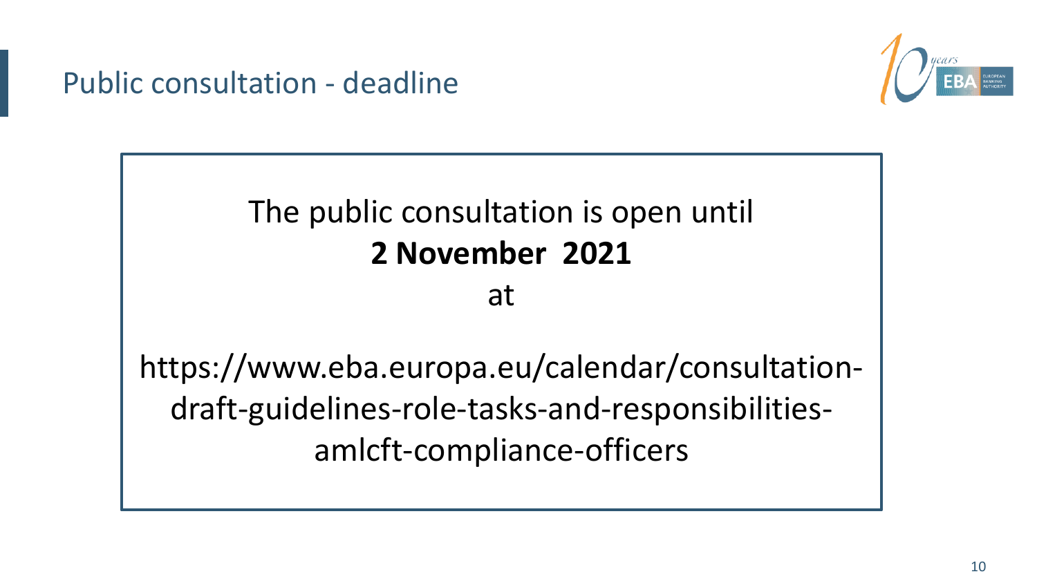## Public consultation - deadline

The public consultation is open until

**2 November 2021**

at

https://www.eba.europa.eu/calendar/consultation-draft-guidelines-role-tasks-and-responsibilities-amlcft-compliance-officers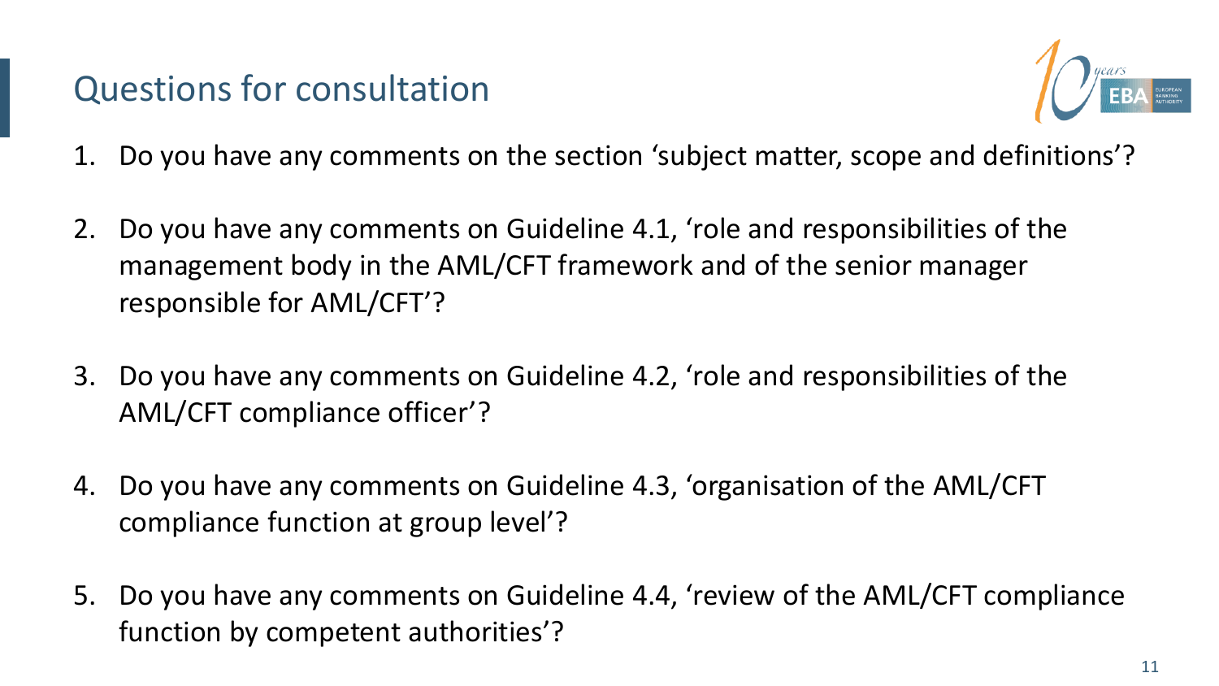# Questions for consultation

1. Do you have any comments on the section 'subject matter, scope and definitions'?

2. Do you have any comments on Guideline 4.1, 'role and responsibilities of the management body in the AML/CFT framework and of the senior manager responsible for AML/CFT'?

3. Do you have any comments on Guideline 4.2, 'role and responsibilities of the AML/CFT compliance officer'?

4. Do you have any comments on Guideline 4.3, 'organisation of the AML/CFT compliance function at group level'?

5. Do you have any comments on Guideline 4.4, 'review of the AML/CFT compliance function by competent authorities'?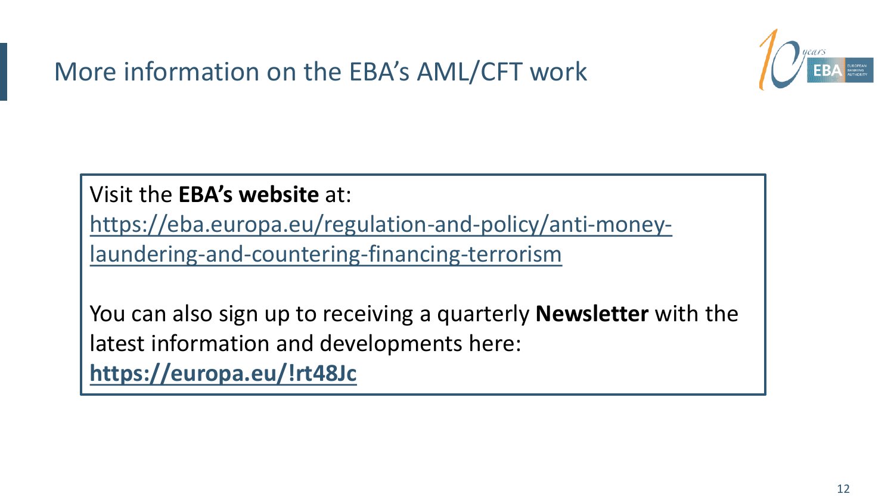# More information on the EBA's AML/CFT work

Visit the **EBA's website** at:
https://eba.europa.eu/regulation-and-policy/anti-money-laundering-and-countering-financing-terrorism

You can also sign up to receiving a quarterly **Newsletter** with the latest information and developments here:
**https://europa.eu/!rt48Jc**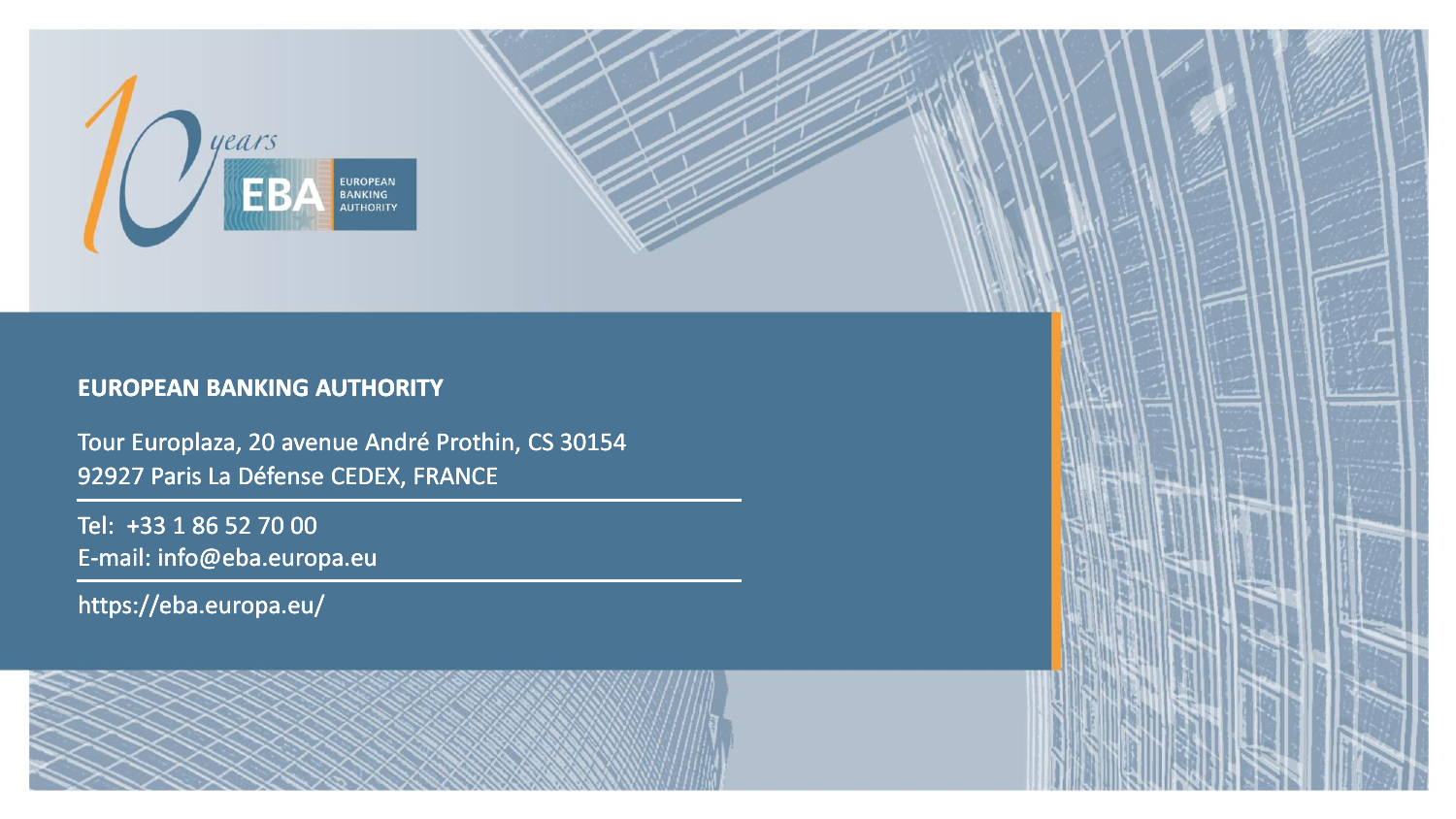**EUROPEAN BANKING AUTHORITY**

Tour Europlaza, 20 avenue André Prothin, CS 30154
92927 Paris La Défense CEDEX, FRANCE

Tel: +33 1 86 52 70 00
E-mail: info@eba.europa.eu

https://eba.europa.eu/